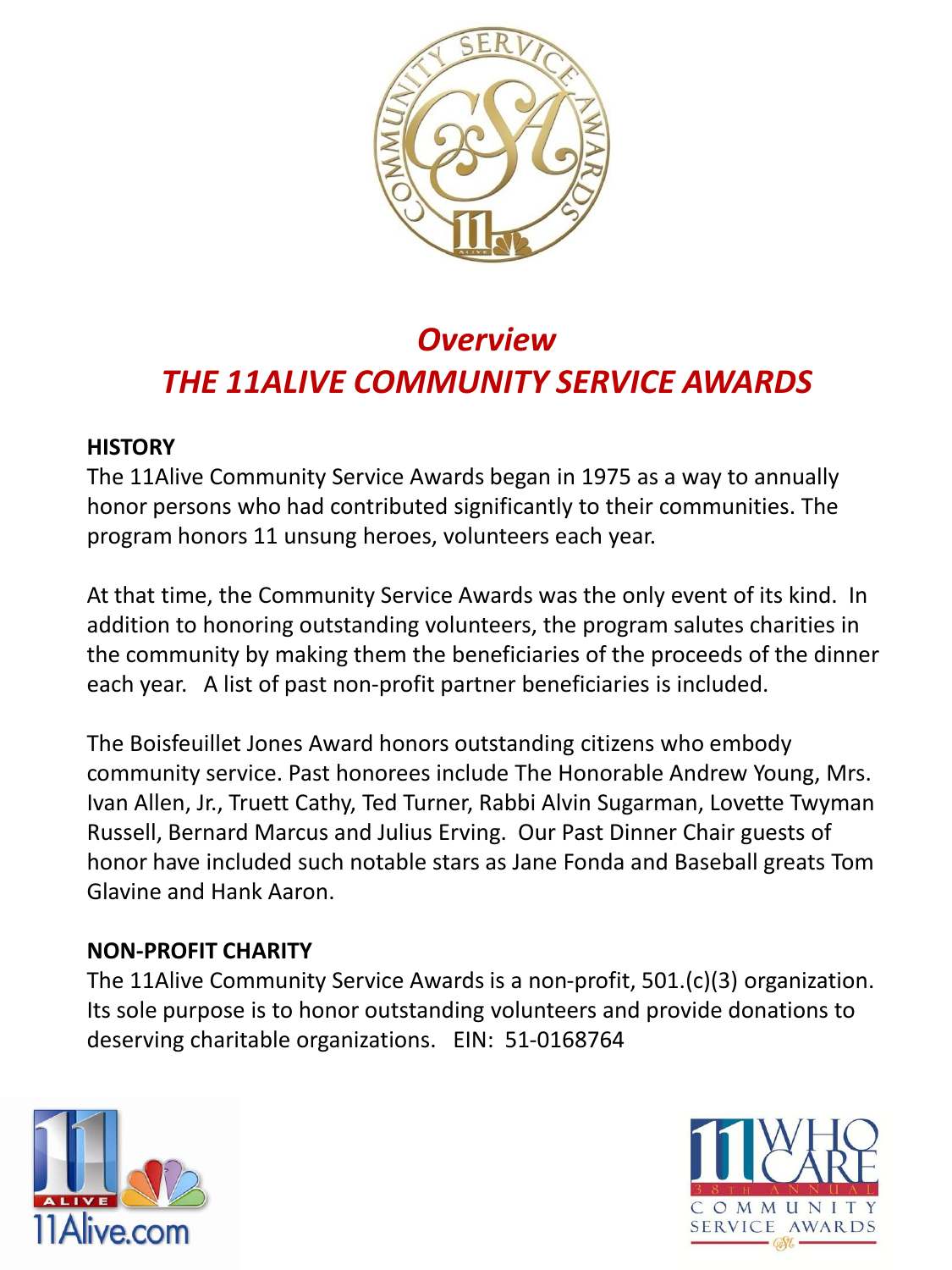# *Overview*
# *THE 11ALIVE COMMUNITY SERVICE AWARDS*

**HISTORY**

The 11Alive Community Service Awards began in 1975 as a way to annually honor persons who had contributed significantly to their communities. The program honors 11 unsung heroes, volunteers each year.

At that time, the Community Service Awards was the only event of its kind. In addition to honoring outstanding volunteers, the program salutes charities in the community by making them the beneficiaries of the proceeds of the dinner each year. A list of past non-profit partner beneficiaries is included.

The Boisfeuillet Jones Award honors outstanding citizens who embody community service. Past honorees include The Honorable Andrew Young, Mrs. Ivan Allen, Jr., Truett Cathy, Ted Turner, Rabbi Alvin Sugarman, Lovette Twyman Russell, Bernard Marcus and Julius Erving. Our Past Dinner Chair guests of honor have included such notable stars as Jane Fonda and Baseball greats Tom Glavine and Hank Aaron.

**NON-PROFIT CHARITY**

The 11Alive Community Service Awards is a non-profit, 501.(c)(3) organization. Its sole purpose is to honor outstanding volunteers and provide donations to deserving charitable organizations. EIN: 51-0168764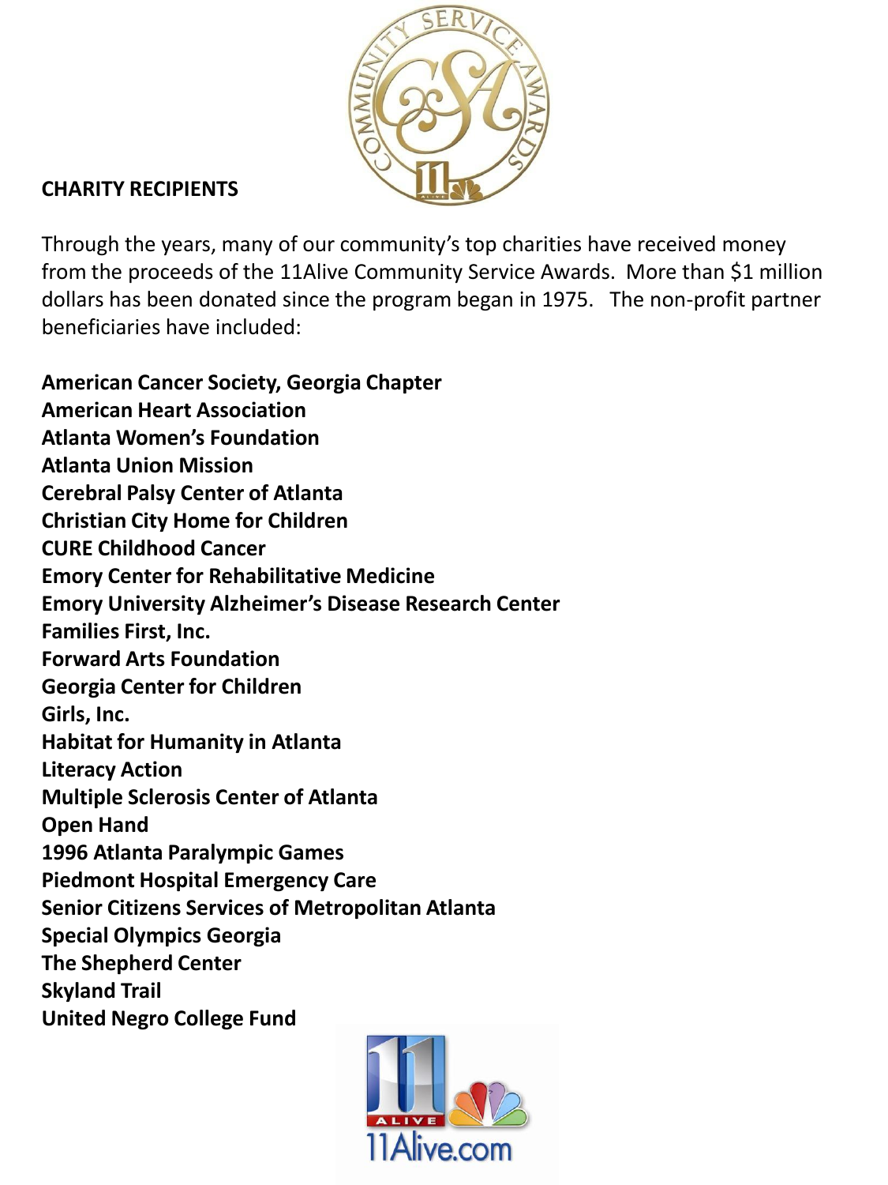## CHARITY RECIPIENTS

Through the years, many of our community's top charities have received money from the proceeds of the 11Alive Community Service Awards. More than $1 million dollars has been donated since the program began in 1975. The non-profit partner beneficiaries have included:

**American Cancer Society, Georgia Chapter**
**American Heart Association**
**Atlanta Women's Foundation**
**Atlanta Union Mission**
**Cerebral Palsy Center of Atlanta**
**Christian City Home for Children**
**CURE Childhood Cancer**
**Emory Center for Rehabilitative Medicine**
**Emory University Alzheimer's Disease Research Center**
**Families First, Inc.**
**Forward Arts Foundation**
**Georgia Center for Children**
**Girls, Inc.**
**Habitat for Humanity in Atlanta**
**Literacy Action**
**Multiple Sclerosis Center of Atlanta**
**Open Hand**
**1996 Atlanta Paralympic Games**
**Piedmont Hospital Emergency Care**
**Senior Citizens Services of Metropolitan Atlanta**
**Special Olympics Georgia**
**The Shepherd Center**
**Skyland Trail**
**United Negro College Fund**

11Alive.com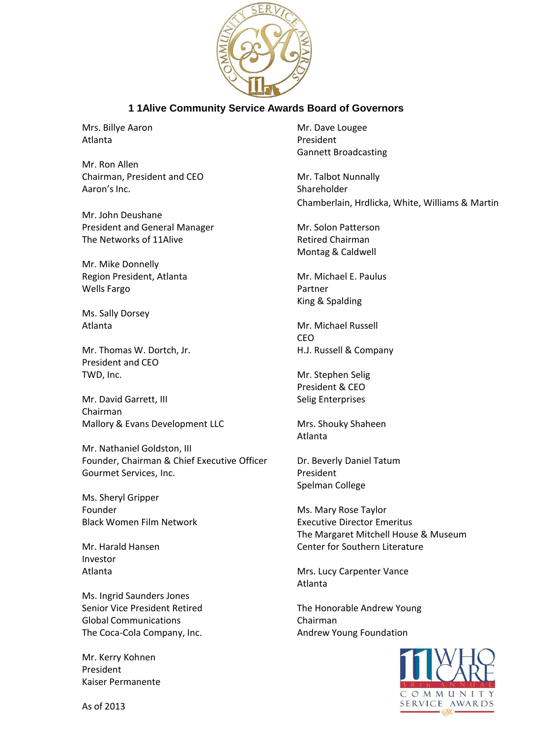## 11Alive Community Service Awards Board of Governors

Mrs. Billye Aaron
Atlanta

Mr. Ron Allen
Chairman, President and CEO
Aaron's Inc.

Mr. John Deushane
President and General Manager
The Networks of 11Alive

Mr. Mike Donnelly
Region President, Atlanta
Wells Fargo

Ms. Sally Dorsey
Atlanta

Mr. Thomas W. Dortch, Jr.
President and CEO
TWD, Inc.

Mr. David Garrett, III
Chairman
Mallory & Evans Development LLC

Mr. Nathaniel Goldston, III
Founder, Chairman & Chief Executive Officer
Gourmet Services, Inc.

Ms. Sheryl Gripper
Founder
Black Women Film Network

Mr. Harald Hansen
Investor
Atlanta

Ms. Ingrid Saunders Jones
Senior Vice President Retired
Global Communications
The Coca-Cola Company, Inc.

Mr. Kerry Kohnen
President
Kaiser Permanente

Mr. Dave Lougee
President
Gannett Broadcasting

Mr. Talbot Nunnally
Shareholder
Chamberlain, Hrdlicka, White, Williams & Martin

Mr. Solon Patterson
Retired Chairman
Montag & Caldwell

Mr. Michael E. Paulus
Partner
King & Spalding

Mr. Michael Russell
CEO
H.J. Russell & Company

Mr. Stephen Selig
President & CEO
Selig Enterprises

Mrs. Shouky Shaheen
Atlanta

Dr. Beverly Daniel Tatum
President
Spelman College

Ms. Mary Rose Taylor
Executive Director Emeritus
The Margaret Mitchell House & Museum
Center for Southern Literature

Mrs. Lucy Carpenter Vance
Atlanta

The Honorable Andrew Young
Chairman
Andrew Young Foundation

As of 2013

11 WHO CARE
38TH ANNUAL
COMMUNITY SERVICE AWARDS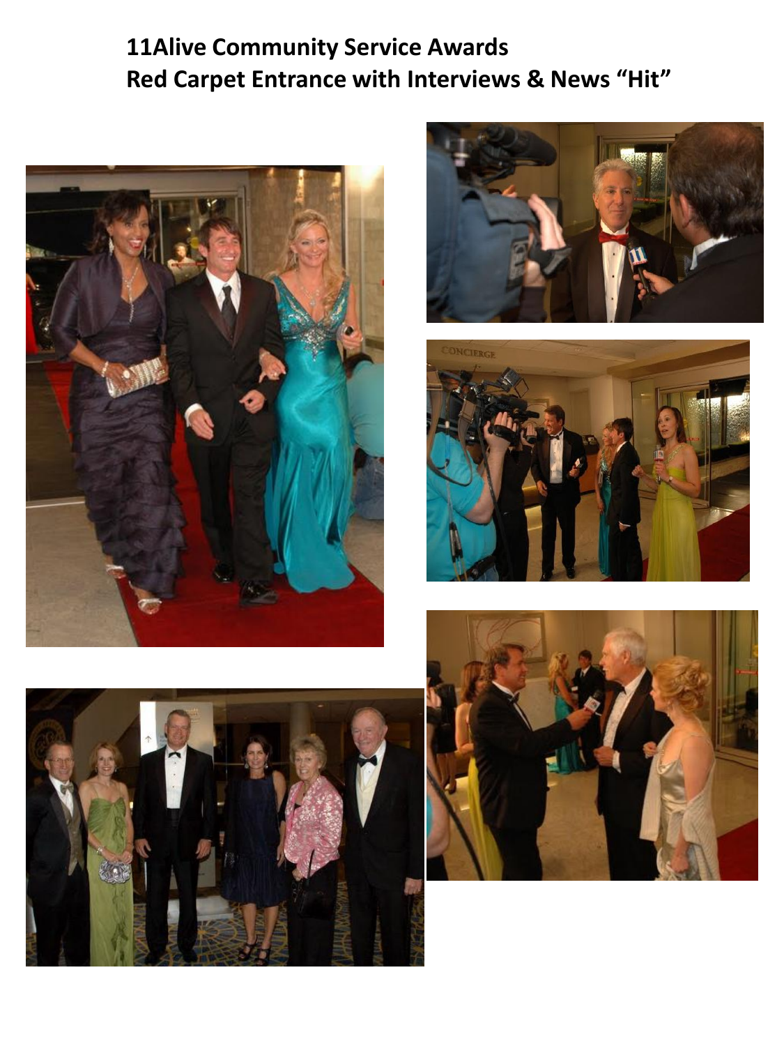**11Alive Community Service Awards**
**Red Carpet Entrance with Interviews & News "Hit"**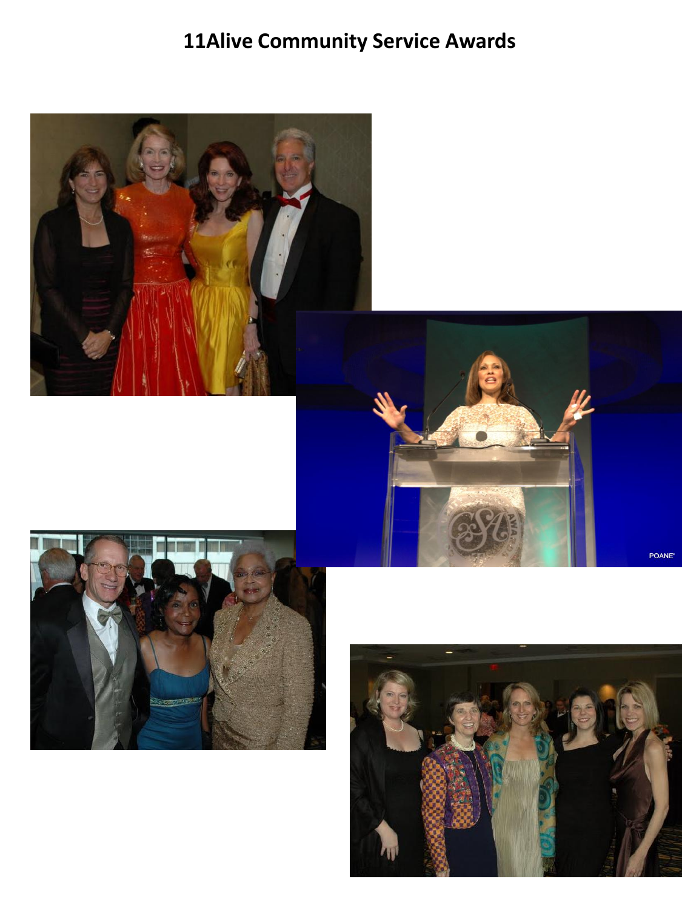# 11Alive Community Service Awards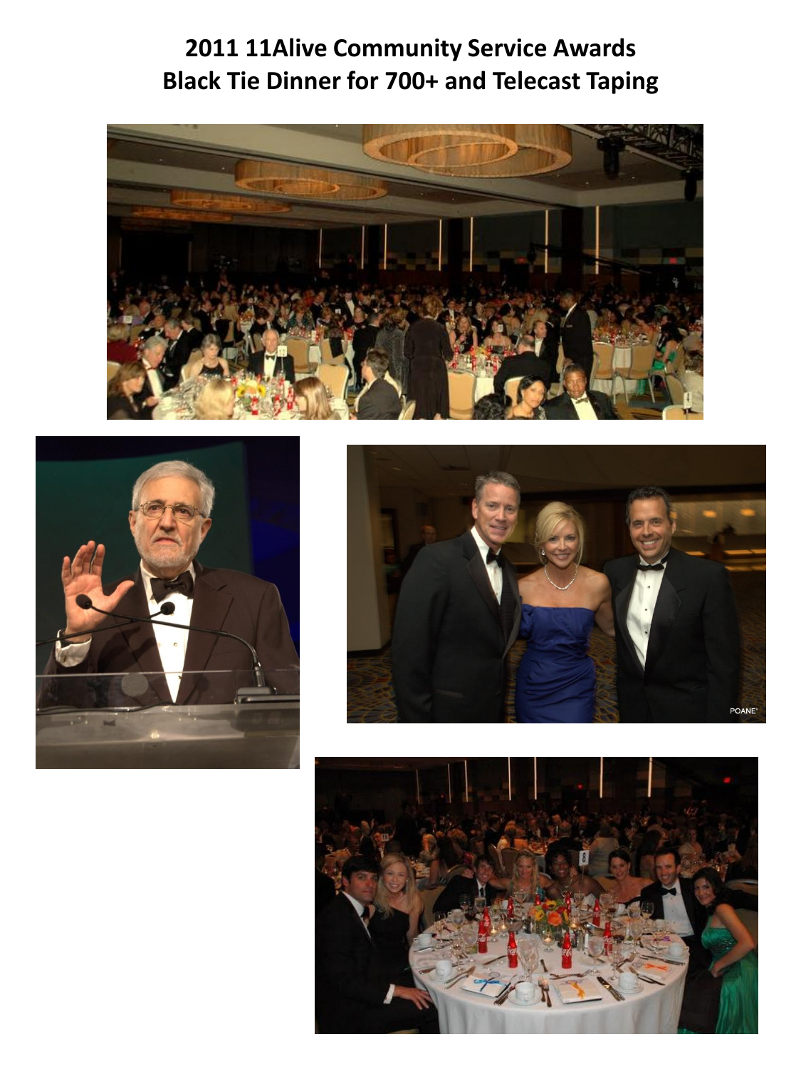# 2011 11Alive Community Service Awards
# Black Tie Dinner for 700+ and Telecast Taping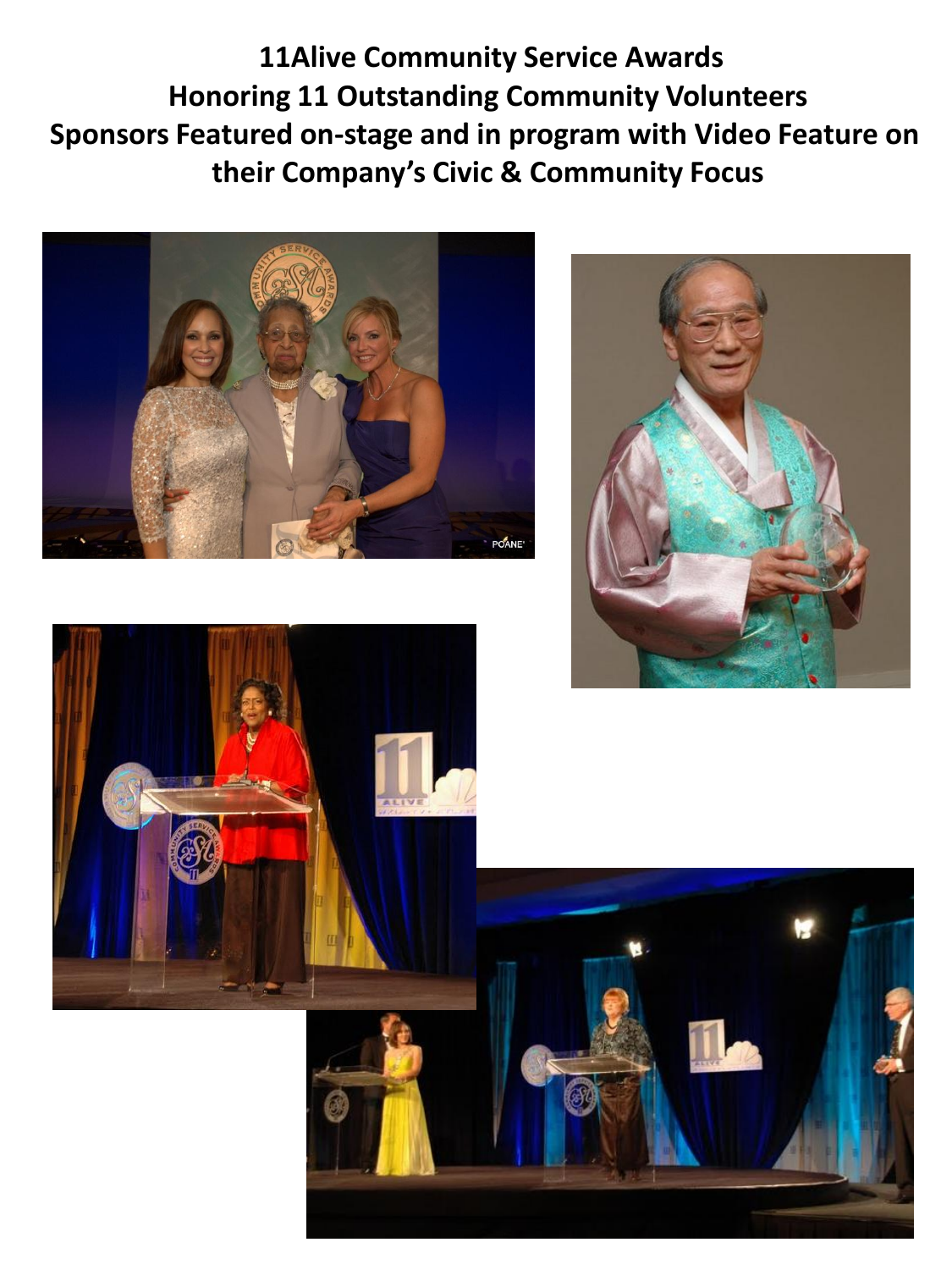# 11Alive Community Service Awards
# Honoring 11 Outstanding Community Volunteers
# Sponsors Featured on-stage and in program with Video Feature on their Company's Civic & Community Focus